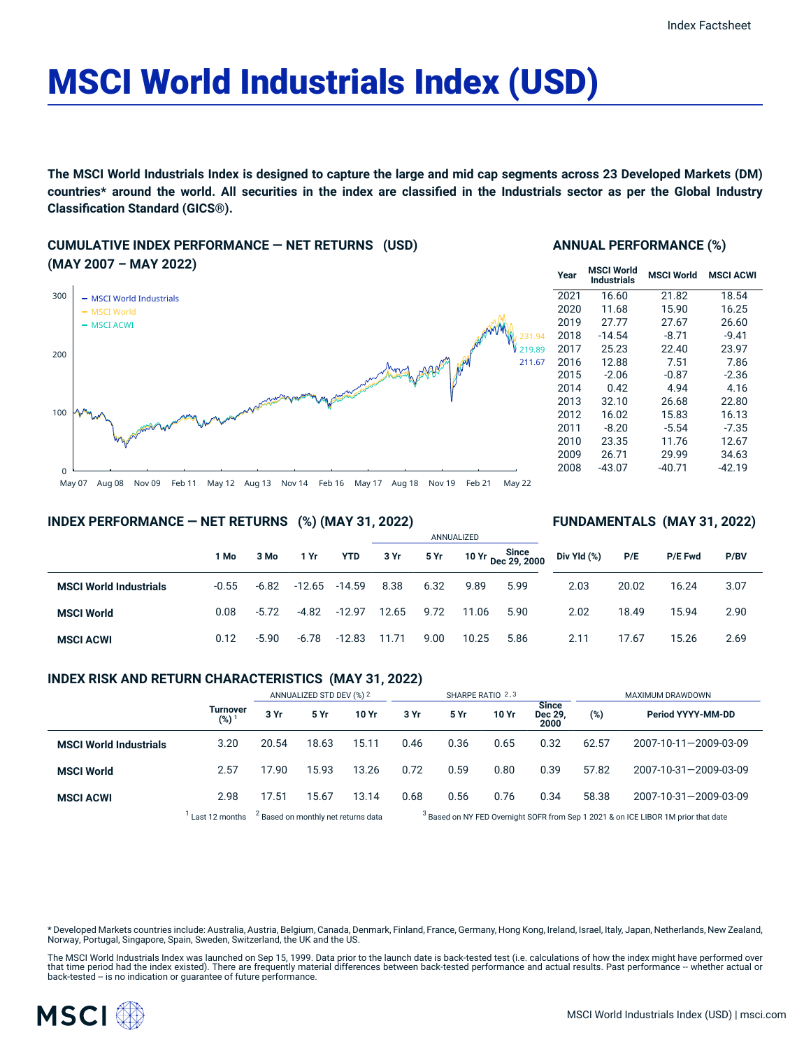# MSCI World Industrials Index (USD)

**The MSCI World Industrials Index is designed to capture the large and mid cap segments across 23 Developed Markets (DM) countries* around the world. All securities in the index are classified in the Industrials sector as per the Global Industry Classification Standard (GICS®).**

## CUMULATIVE INDEX PERFORMANCE — NET RETURNS (USD) (MAY 2007 – MAY 2022)

- MSCI World Industrials
- MSCI World
- MSCI ACWI

231.94
219.89
211.67

May 07 Aug 08 Nov 09 Feb 11 May 12 Aug 13 Nov 14 Feb 16 May 17 Aug 18 Nov 19 Feb 21 May 22

## ANNUAL PERFORMANCE (%)

| Year | MSCI World Industrials | MSCI World | MSCI ACWI |
|---|---|---|---|
| 2021 | 16.60 | 21.82 | 18.54 |
| 2020 | 11.68 | 15.90 | 16.25 |
| 2019 | 27.77 | 27.67 | 26.60 |
| 2018 | -14.54 | -8.71 | -9.41 |
| 2017 | 25.23 | 22.40 | 23.97 |
| 2016 | 12.88 | 7.51 | 7.86 |
| 2015 | -2.06 | -0.87 | -2.36 |
| 2014 | 0.42 | 4.94 | 4.16 |
| 2013 | 32.10 | 26.68 | 22.80 |
| 2012 | 16.02 | 15.83 | 16.13 |
| 2011 | -8.20 | -5.54 | -7.35 |
| 2010 | 23.35 | 11.76 | 12.67 |
| 2009 | 26.71 | 29.99 | 34.63 |
| 2008 | -43.07 | -40.71 | -42.19 |

## INDEX PERFORMANCE — NET RETURNS (%) (MAY 31, 2022)

## FUNDAMENTALS (MAY 31, 2022)

| | | | | | ANNUALIZED | | | | | | | |
|---|---|---|---|---|---|---|---|---|---|---|---|---|
| | 1 Mo | 3 Mo | 1 Yr | YTD | 3 Yr | 5 Yr | 10 Yr | Since Dec 29, 2000 | Div Yld (%) | P/E | P/E Fwd | P/BV |
| **MSCI World Industrials** | -0.55 | -6.82 | -12.65 | -14.59 | 8.38 | 6.32 | 9.89 | 5.99 | 2.03 | 20.02 | 16.24 | 3.07 |
| **MSCI World** | 0.08 | -5.72 | -4.82 | -12.97 | 12.65 | 9.72 | 11.06 | 5.90 | 2.02 | 18.49 | 15.94 | 2.90 |
| **MSCI ACWI** | 0.12 | -5.90 | -6.78 | -12.83 | 11.71 | 9.00 | 10.25 | 5.86 | 2.11 | 17.67 | 15.26 | 2.69 |

## INDEX RISK AND RETURN CHARACTERISTICS (MAY 31, 2022)

| | | ANNUALIZED STD DEV (%) [2] | | | SHARPE RATIO [2,3] | | | | MAXIMUM DRAWDOWN | |
|---|---|---|---|---|---|---|---|---|---|---|
| | Turnover (%) [1] | 3 Yr | 5 Yr | 10 Yr | 3 Yr | 5 Yr | 10 Yr | Since Dec 29, 2000 | (%) | Period YYYY-MM-DD |
| **MSCI World Industrials** | 3.20 | 20.54 | 18.63 | 15.11 | 0.46 | 0.36 | 0.65 | 0.32 | 62.57 | 2007-10-11—2009-03-09 |
| **MSCI World** | 2.57 | 17.90 | 15.93 | 13.26 | 0.72 | 0.59 | 0.80 | 0.39 | 57.82 | 2007-10-31—2009-03-09 |
| **MSCI ACWI** | 2.98 | 17.51 | 15.67 | 13.14 | 0.68 | 0.56 | 0.76 | 0.34 | 58.38 | 2007-10-31—2009-03-09 |

[1] Last 12 months [2] Based on monthly net returns data [3] Based on NY FED Overnight SOFR from Sep 1 2021 & on ICE LIBOR 1M prior that date

* Developed Markets countries include: Australia, Austria, Belgium, Canada, Denmark, Finland, France, Germany, Hong Kong, Ireland, Israel, Italy, Japan, Netherlands, New Zealand, Norway, Portugal, Singapore, Spain, Sweden, Switzerland, the UK and the US.

The MSCI World Industrials Index was launched on Sep 15, 1999. Data prior to the launch date is back-tested test (i.e. calculations of how the index might have performed over that time period had the index existed). There are frequently material differences between back-tested performance and actual results. Past performance -- whether actual or back-tested -- is no indication or guarantee of future performance.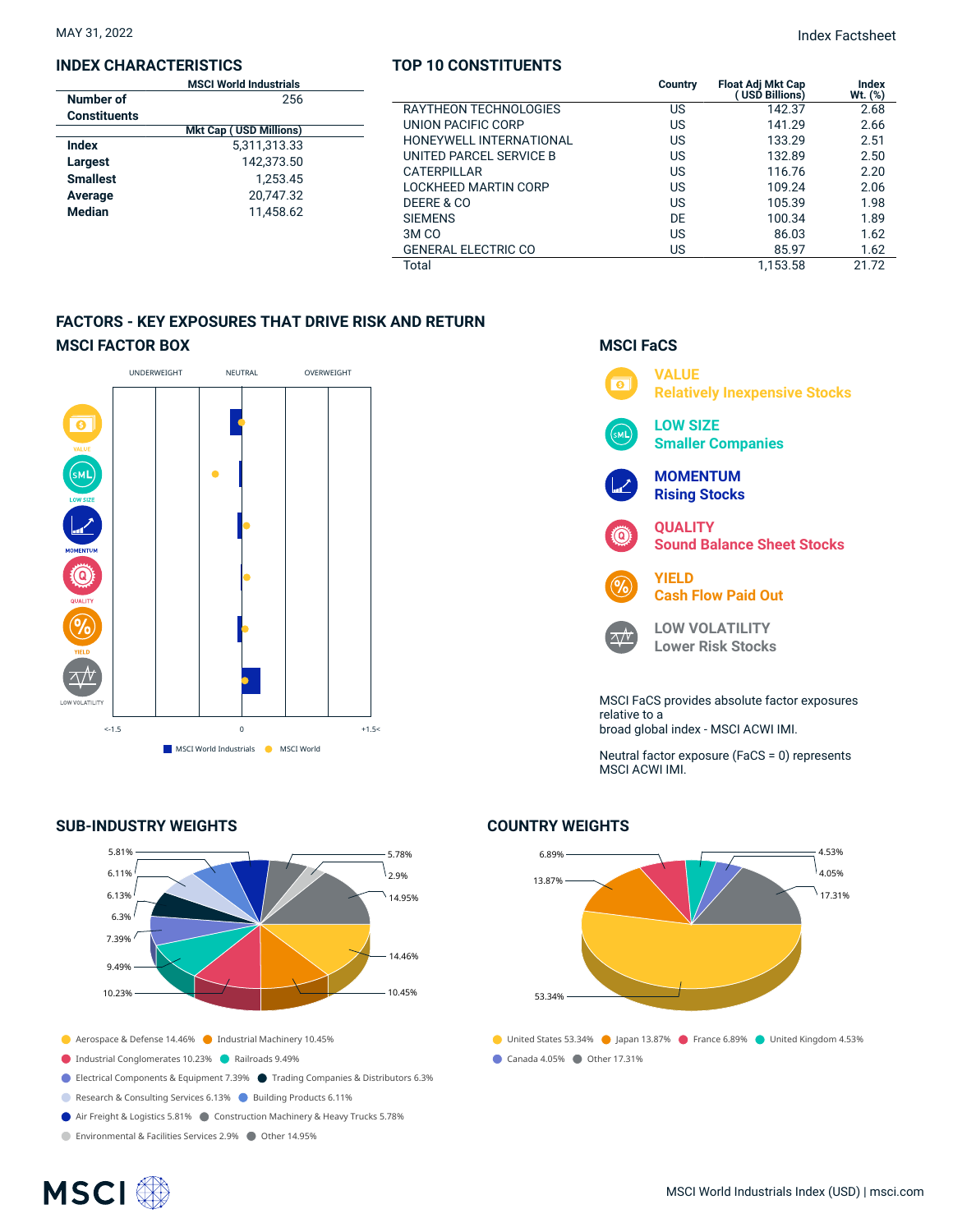MAY 31, 2022

Index Factsheet

## INDEX CHARACTERISTICS

| | MSCI World Industrials |
|---|---|
| Number of Constituents | 256 |
| | **Mkt Cap ( USD Millions)** |
| Index | 5,311,313.33 |
| Largest | 142,373.50 |
| Smallest | 1,253.45 |
| Average | 20,747.32 |
| Median | 11,458.62 |

## TOP 10 CONSTITUENTS

| | Country | Float Adj Mkt Cap ( USD Billions) | Index Wt. (%) |
|---|---|---|---|
| RAYTHEON TECHNOLOGIES | US | 142.37 | 2.68 |
| UNION PACIFIC CORP | US | 141.29 | 2.66 |
| HONEYWELL INTERNATIONAL | US | 133.29 | 2.51 |
| UNITED PARCEL SERVICE B | US | 132.89 | 2.50 |
| CATERPILLAR | US | 116.76 | 2.20 |
| LOCKHEED MARTIN CORP | US | 109.24 | 2.06 |
| DEERE & CO | US | 105.39 | 1.98 |
| SIEMENS | DE | 100.34 | 1.89 |
| 3M CO | US | 86.03 | 1.62 |
| GENERAL ELECTRIC CO | US | 85.97 | 1.62 |
| Total | | 1,153.58 | 21.72 |

## FACTORS - KEY EXPOSURES THAT DRIVE RISK AND RETURN

### MSCI FACTOR BOX

UNDERWEIGHT | NEUTRAL | OVERWEIGHT

VALUE, LOW SIZE, MOMENTUM, QUALITY, YIELD, LOW VOLATILITY

<-1.5 | 0 | +1.5<

MSCI World Industrials | MSCI World

### MSCI FaCS

**VALUE**
Relatively Inexpensive Stocks

**LOW SIZE**
Smaller Companies

**MOMENTUM**
Rising Stocks

**QUALITY**
Sound Balance Sheet Stocks

**YIELD**
Cash Flow Paid Out

**LOW VOLATILITY**
Lower Risk Stocks

MSCI FaCS provides absolute factor exposures relative to a
broad global index - MSCI ACWI IMI.

Neutral factor exposure (FaCS = 0) represents MSCI ACWI IMI.

## SUB-INDUSTRY WEIGHTS

- Aerospace & Defense 14.46%
- Industrial Machinery 10.45%
- Industrial Conglomerates 10.23%
- Railroads 9.49%
- Electrical Components & Equipment 7.39%
- Trading Companies & Distributors 6.3%
- Research & Consulting Services 6.13%
- Building Products 6.11%
- Air Freight & Logistics 5.81%
- Construction Machinery & Heavy Trucks 5.78%
- Environmental & Facilities Services 2.9%
- Other 14.95%

## COUNTRY WEIGHTS

- United States 53.34%
- Japan 13.87%
- France 6.89%
- United Kingdom 4.53%
- Canada 4.05%
- Other 17.31%

MSCI World Industrials Index (USD) | msci.com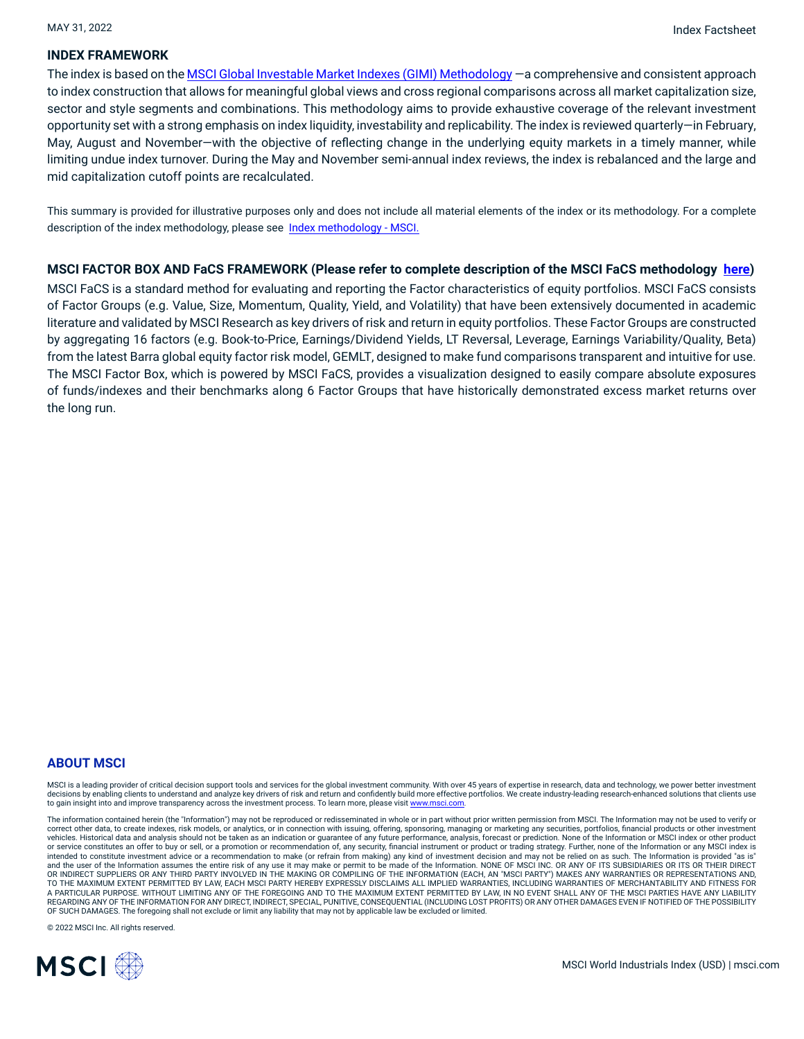## INDEX FRAMEWORK

The index is based on the MSCI Global Investable Market Indexes (GIMI) Methodology —a comprehensive and consistent approach to index construction that allows for meaningful global views and cross regional comparisons across all market capitalization size, sector and style segments and combinations. This methodology aims to provide exhaustive coverage of the relevant investment opportunity set with a strong emphasis on index liquidity, investability and replicability. The index is reviewed quarterly—in February, May, August and November—with the objective of reflecting change in the underlying equity markets in a timely manner, while limiting undue index turnover. During the May and November semi-annual index reviews, the index is rebalanced and the large and mid capitalization cutoff points are recalculated.

This summary is provided for illustrative purposes only and does not include all material elements of the index or its methodology. For a complete description of the index methodology, please see Index methodology - MSCI.

## MSCI FACTOR BOX AND FaCS FRAMEWORK (Please refer to complete description of the MSCI FaCS methodology here)

MSCI FaCS is a standard method for evaluating and reporting the Factor characteristics of equity portfolios. MSCI FaCS consists of Factor Groups (e.g. Value, Size, Momentum, Quality, Yield, and Volatility) that have been extensively documented in academic literature and validated by MSCI Research as key drivers of risk and return in equity portfolios. These Factor Groups are constructed by aggregating 16 factors (e.g. Book-to-Price, Earnings/Dividend Yields, LT Reversal, Leverage, Earnings Variability/Quality, Beta) from the latest Barra global equity factor risk model, GEMLT, designed to make fund comparisons transparent and intuitive for use. The MSCI Factor Box, which is powered by MSCI FaCS, provides a visualization designed to easily compare absolute exposures of funds/indexes and their benchmarks along 6 Factor Groups that have historically demonstrated excess market returns over the long run.

## ABOUT MSCI

MSCI is a leading provider of critical decision support tools and services for the global investment community. With over 45 years of expertise in research, data and technology, we power better investment decisions by enabling clients to understand and analyze key drivers of risk and return and confidently build more effective portfolios. We create industry-leading research-enhanced solutions that clients use to gain insight into and improve transparency across the investment process. To learn more, please visit www.msci.com.

The information contained herein (the "Information") may not be reproduced or redisseminated in whole or in part without prior written permission from MSCI. The Information may not be used to verify or correct other data, to create indexes, risk models, or analytics, or in connection with issuing, offering, sponsoring, managing or marketing any securities, portfolios, financial products or other investment vehicles. Historical data and analysis should not be taken as an indication or guarantee of any future performance, analysis, forecast or prediction. None of the Information or MSCI index or other product or service constitutes an offer to buy or sell, or a promotion or recommendation of, any security, financial instrument or product or trading strategy. Further, none of the Information or any MSCI index is intended to constitute investment advice or a recommendation to make (or refrain from making) any kind of investment decision and may not be relied on as such. The Information is provided "as is" and the user of the Information assumes the entire risk of any use it may make or permit to be made of the Information. NONE OF MSCI INC. OR ANY OF ITS SUBSIDIARIES OR ITS OR THEIR DIRECT OR INDIRECT SUPPLIERS OR ANY THIRD PARTY INVOLVED IN THE MAKING OR COMPILING OF THE INFORMATION (EACH, AN "MSCI PARTY") MAKES ANY WARRANTIES OR REPRESENTATIONS AND, TO THE MAXIMUM EXTENT PERMITTED BY LAW, EACH MSCI PARTY HEREBY EXPRESSLY DISCLAIMS ALL IMPLIED WARRANTIES, INCLUDING WARRANTIES OF MERCHANTABILITY AND FITNESS FOR A PARTICULAR PURPOSE. WITHOUT LIMITING ANY OF THE FOREGOING AND TO THE MAXIMUM EXTENT PERMITTED BY LAW, IN NO EVENT SHALL ANY OF THE MSCI PARTIES HAVE ANY LIABILITY REGARDING ANY OF THE INFORMATION FOR ANY DIRECT, INDIRECT, SPECIAL, PUNITIVE, CONSEQUENTIAL (INCLUDING LOST PROFITS) OR ANY OTHER DAMAGES EVEN IF NOTIFIED OF THE POSSIBILITY OF SUCH DAMAGES. The foregoing shall not exclude or limit any liability that may not by applicable law be excluded or limited.

© 2022 MSCI Inc. All rights reserved.